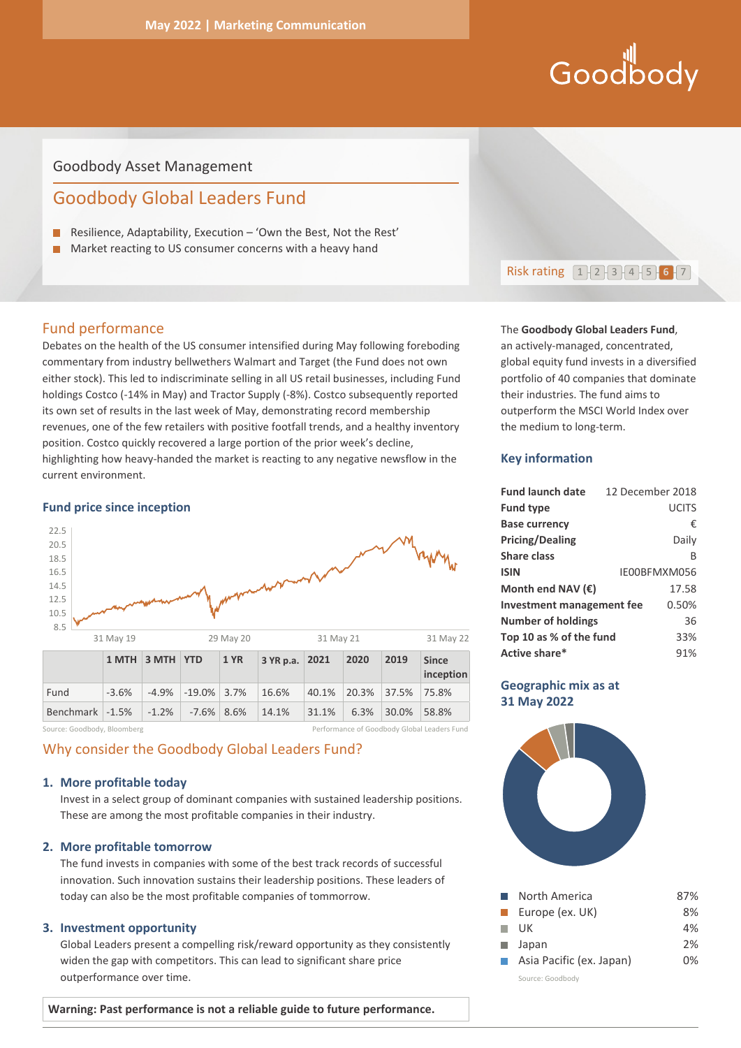May 2022 | Marketing Communication

Goodbody

Goodbody Asset Management

# Goodbody Global Leaders Fund

- Resilience, Adaptability, Execution – 'Own the Best, Not the Rest'
- Market reacting to US consumer concerns with a heavy hand

Risk rating 1 2 3 4 5 **6** 7

## Fund performance

Debates on the health of the US consumer intensified during May following foreboding commentary from industry bellwethers Walmart and Target (the Fund does not own either stock). This led to indiscriminate selling in all US retail businesses, including Fund holdings Costco (-14% in May) and Tractor Supply (-8%). Costco subsequently reported its own set of results in the last week of May, demonstrating record membership revenues, one of the few retailers with positive footfall trends, and a healthy inventory position. Costco quickly recovered a large portion of the prior week's decline, highlighting how heavy-handed the market is reacting to any negative newsflow in the current environment.

### Fund price since inception

| | 1 MTH | 3 MTH | YTD | 1 YR | 3 YR p.a. | 2021 | 2020 | 2019 | Since inception |
|---|---|---|---|---|---|---|---|---|---|
| Fund | -3.6% | -4.9% | -19.0% | 3.7% | 16.6% | 40.1% | 20.3% | 37.5% | 75.8% |
| Benchmark | -1.5% | -1.2% | -7.6% | 8.6% | 14.1% | 31.1% | 6.3% | 30.0% | 58.8% |

Source: Goodbody, Bloomberg — Performance of Goodbody Global Leaders Fund

## Why consider the Goodbody Global Leaders Fund?

1. **More profitable today**
   Invest in a select group of dominant companies with sustained leadership positions. These are among the most profitable companies in their industry.

2. **More profitable tomorrow**
   The fund invests in companies with some of the best track records of successful innovation. Such innovation sustains their leadership positions. These leaders of today can also be the most profitable companies of tommorrow.

3. **Investment opportunity**
   Global Leaders present a compelling risk/reward opportunity as they consistently widen the gap with competitors. This can lead to significant share price outperformance over time.

**Warning: Past performance is not a reliable guide to future performance.**

The **Goodbody Global Leaders Fund**, an actively-managed, concentrated, global equity fund invests in a diversified portfolio of 40 companies that dominate their industries. The fund aims to outperform the MSCI World Index over the medium to long-term.

## Key information

| | |
|---|---|
| **Fund launch date** | 12 December 2018 |
| **Fund type** | UCITS |
| **Base currency** | € |
| **Pricing/Dealing** | Daily |
| **Share class** | B |
| **ISIN** | IE00BFMXM056 |
| **Month end NAV (€)** | 17.58 |
| **Investment management fee** | 0.50% |
| **Number of holdings** | 36 |
| **Top 10 as % of the fund** | 33% |
| **Active share*** | 91% |

## Geographic mix as at 31 May 2022

| Region | % |
|---|---|
| North America | 87% |
| Europe (ex. UK) | 8% |
| UK | 4% |
| Japan | 2% |
| Asia Pacific (ex. Japan) | 0% |

Source: Goodbody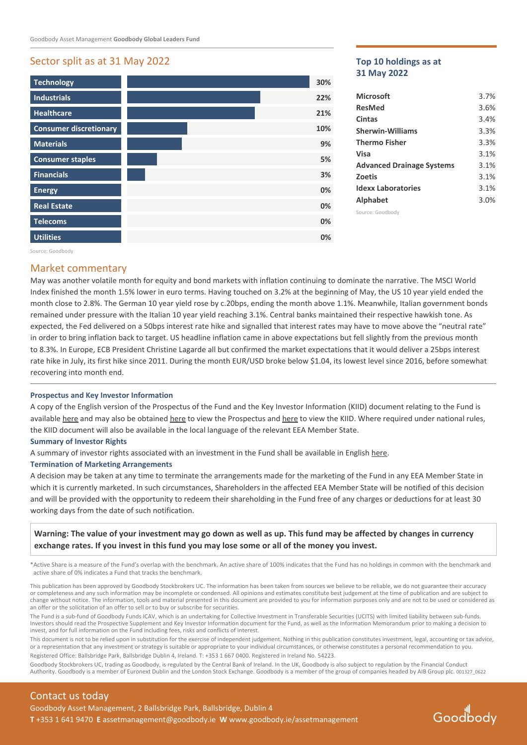## Sector split as at 31 May 2022

Technology 30%
Industrials 22%
Healthcare 21%
Consumer discretionary 10%
Materials 9%
Consumer staples 5%
Financials 3%
Energy 0%
Real Estate 0%
Telecoms 0%
Utilities 0%

Source: Goodbody

## Top 10 holdings as at 31 May 2022

| | |
|---|---|
| **Microsoft** | 3.7% |
| **ResMed** | 3.6% |
| **Cintas** | 3.4% |
| **Sherwin-Williams** | 3.3% |
| **Thermo Fisher** | 3.3% |
| **Visa** | 3.1% |
| **Advanced Drainage Systems** | 3.1% |
| **Zoetis** | 3.1% |
| **Idexx Laboratories** | 3.1% |
| **Alphabet** | 3.0% |

Source: Goodbody

## Market commentary

May was another volatile month for equity and bond markets with inflation continuing to dominate the narrative. The MSCI World Index finished the month 1.5% lower in euro terms. Having touched on 3.2% at the beginning of May, the US 10 year yield ended the month close to 2.8%. The German 10 year yield rose by c.20bps, ending the month above 1.1%. Meanwhile, Italian government bonds remained under pressure with the Italian 10 year yield reaching 3.1%. Central banks maintained their respective hawkish tone. As expected, the Fed delivered on a 50bps interest rate hike and signalled that interest rates may have to move above the "neutral rate" in order to bring inflation back to target. US headline inflation came in above expectations but fell slightly from the previous month to 8.3%. In Europe, ECB President Christine Lagarde all but confirmed the market expectations that it would deliver a 25bps interest rate hike in July, its first hike since 2011. During the month EUR/USD broke below $1.04, its lowest level since 2016, before somewhat recovering into month end.

#### Prospectus and Key Investor Information

A copy of the English version of the Prospectus of the Fund and the Key Investor Information (KIID) document relating to the Fund is available here and may also be obtained here to view the Prospectus and here to view the KIID. Where required under national rules, the KIID document will also be available in the local language of the relevant EEA Member State.

#### Summary of Investor Rights

A summary of investor rights associated with an investment in the Fund shall be available in English here.

#### Termination of Marketing Arrangements

A decision may be taken at any time to terminate the arrangements made for the marketing of the Fund in any EEA Member State in which it is currently marketed. In such circumstances, Shareholders in the affected EEA Member State will be notified of this decision and will be provided with the opportunity to redeem their shareholding in the Fund free of any charges or deductions for at least 30 working days from the date of such notification.

**Warning: The value of your investment may go down as well as up. This fund may be affected by changes in currency exchange rates. If you invest in this fund you may lose some or all of the money you invest.**

*Active Share is a measure of the Fund's overlap with the benchmark. An active share of 100% indicates that the Fund has no holdings in common with the benchmark and active share of 0% indicates a Fund that tracks the benchmark.

This publication has been approved by Goodbody Stockbrokers UC. The information has been taken from sources we believe to be reliable, we do not guarantee their accuracy or completeness and any such information may be incomplete or condensed. All opinions and estimates constitute best judgement at the time of publication and are subject to change without notice. The information, tools and material presented in this document are provided to you for information purposes only and are not to be used or considered as an offer or the solicitation of an offer to sell or to buy or subscribe for securities.

The Fund is a sub-fund of Goodbody Funds ICAV, which is an undertaking for Collective Investment in Transferable Securities (UCITS) with limited liability between sub-funds. Investors should read the Prospective Supplement and Key Investor Information document for the Fund, as well as the Information Memorandum prior to making a decision to invest, and for full information on the Fund including fees, risks and conflicts of interest.

This document is not to be relied upon in substitution for the exercise of independent judgement. Nothing in this publication constitutes investment, legal, accounting or tax advice, or a representation that any investment or strategy is suitable or appropriate to your individual circumstances, or otherwise constitutes a personal recommendation to you.

Registered Office: Ballsbridge Park, Ballsbridge Dublin 4, Ireland. T: +353 1 667 0400. Registered in Ireland No. 54223.

Goodbody Stockbrokers UC, trading as Goodbody, is regulated by the Central Bank of Ireland. In the UK, Goodbody is also subject to regulation by the Financial Conduct Authority. Goodbody is a member of Euronext Dublin and the London Stock Exchange. Goodbody is a member of the group of companies headed by AIB Group plc. 001327_0622

## Contact us today

Goodbody Asset Management, 2 Ballsbridge Park, Ballsbridge, Dublin 4

**T** +353 1 641 9470 **E** assetmanagement@goodbody.ie **W** www.goodbody.ie/assetmanagement

Goodbody